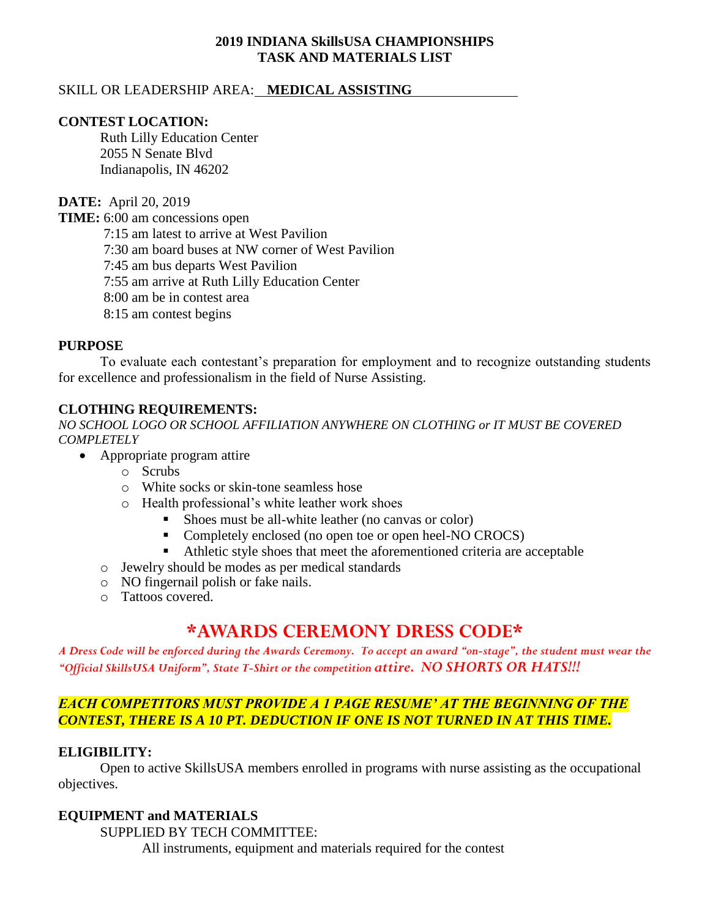# 2019 INDIANA SkillsUSA CHAMPIONSHIPS
# TASK AND MATERIALS LIST

SKILL OR LEADERSHIP AREA: **MEDICAL ASSISTING**

**CONTEST LOCATION:**

Ruth Lilly Education Center
2055 N Senate Blvd
Indianapolis, IN 46202

**DATE:** April 20, 2019

**TIME:** 6:00 am concessions open
7:15 am latest to arrive at West Pavilion
7:30 am board buses at NW corner of West Pavilion
7:45 am bus departs West Pavilion
7:55 am arrive at Ruth Lilly Education Center
8:00 am be in contest area
8:15 am contest begins

**PURPOSE**

To evaluate each contestant's preparation for employment and to recognize outstanding students for excellence and professionalism in the field of Nurse Assisting.

**CLOTHING REQUIREMENTS:**

*NO SCHOOL LOGO OR SCHOOL AFFILIATION ANYWHERE ON CLOTHING or IT MUST BE COVERED COMPLETELY*

- Appropriate program attire
  - Scrubs
  - White socks or skin-tone seamless hose
  - Health professional's white leather work shoes
    - Shoes must be all-white leather (no canvas or color)
    - Completely enclosed (no open toe or open heel-NO CROCS)
    - Athletic style shoes that meet the aforementioned criteria are acceptable
  - Jewelry should be modes as per medical standards
  - NO fingernail polish or fake nails.
  - Tattoos covered.

## *AWARDS CEREMONY DRESS CODE*

*A Dress Code will be enforced during the Awards Ceremony. To accept an award "on-stage", the student must wear the "Official SkillsUSA Uniform", State T-Shirt or the competition attire. NO SHORTS OR HATS!!!*

***EACH COMPETITORS MUST PROVIDE A 1 PAGE RESUME' AT THE BEGINNING OF THE CONTEST, THERE IS A 10 PT. DEDUCTION IF ONE IS NOT TURNED IN AT THIS TIME.***

**ELIGIBILITY:**

Open to active SkillsUSA members enrolled in programs with nurse assisting as the occupational objectives.

**EQUIPMENT and MATERIALS**

SUPPLIED BY TECH COMMITTEE:

All instruments, equipment and materials required for the contest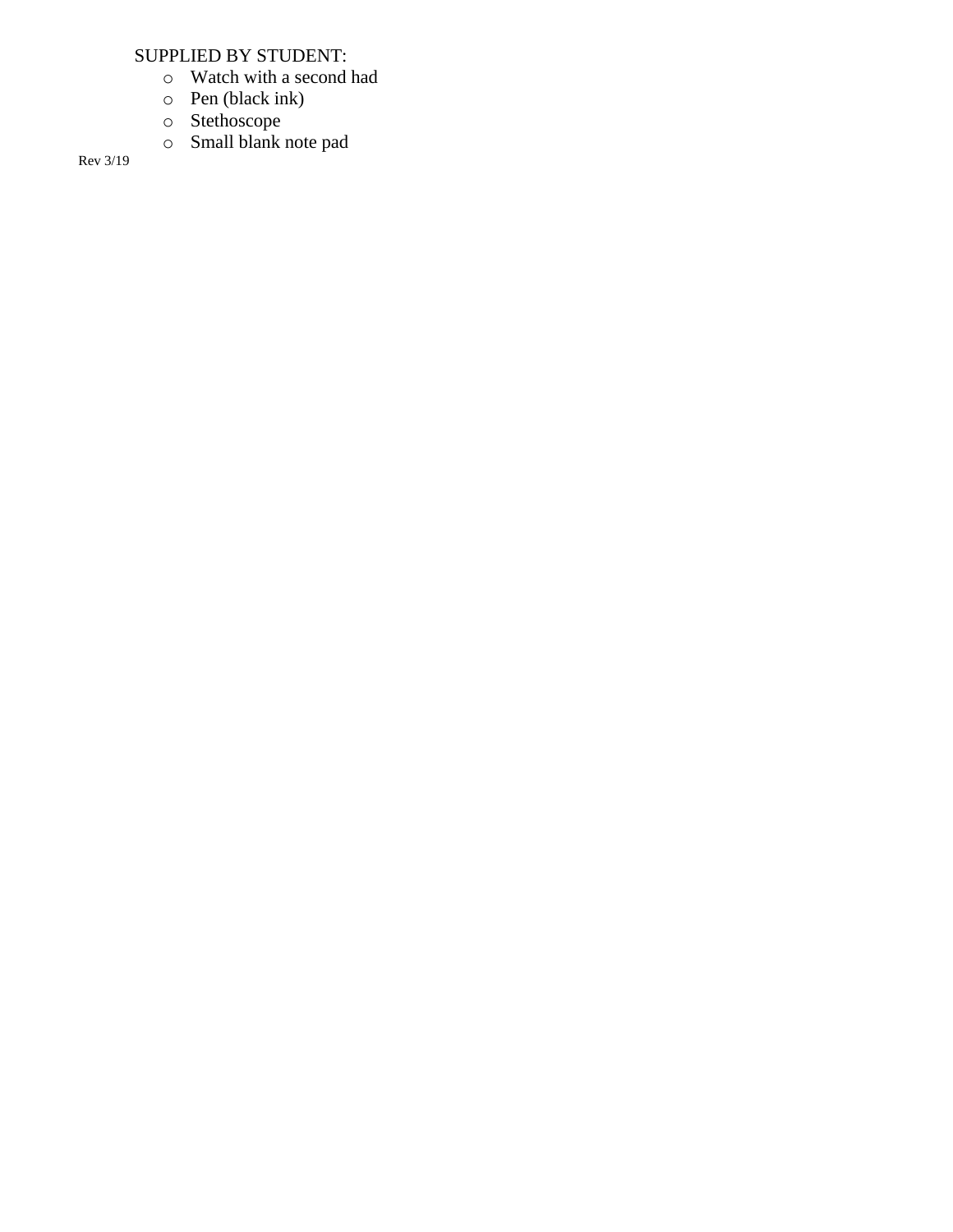SUPPLIED BY STUDENT:

- Watch with a second had
- Pen (black ink)
- Stethoscope
- Small blank note pad

Rev 3/19